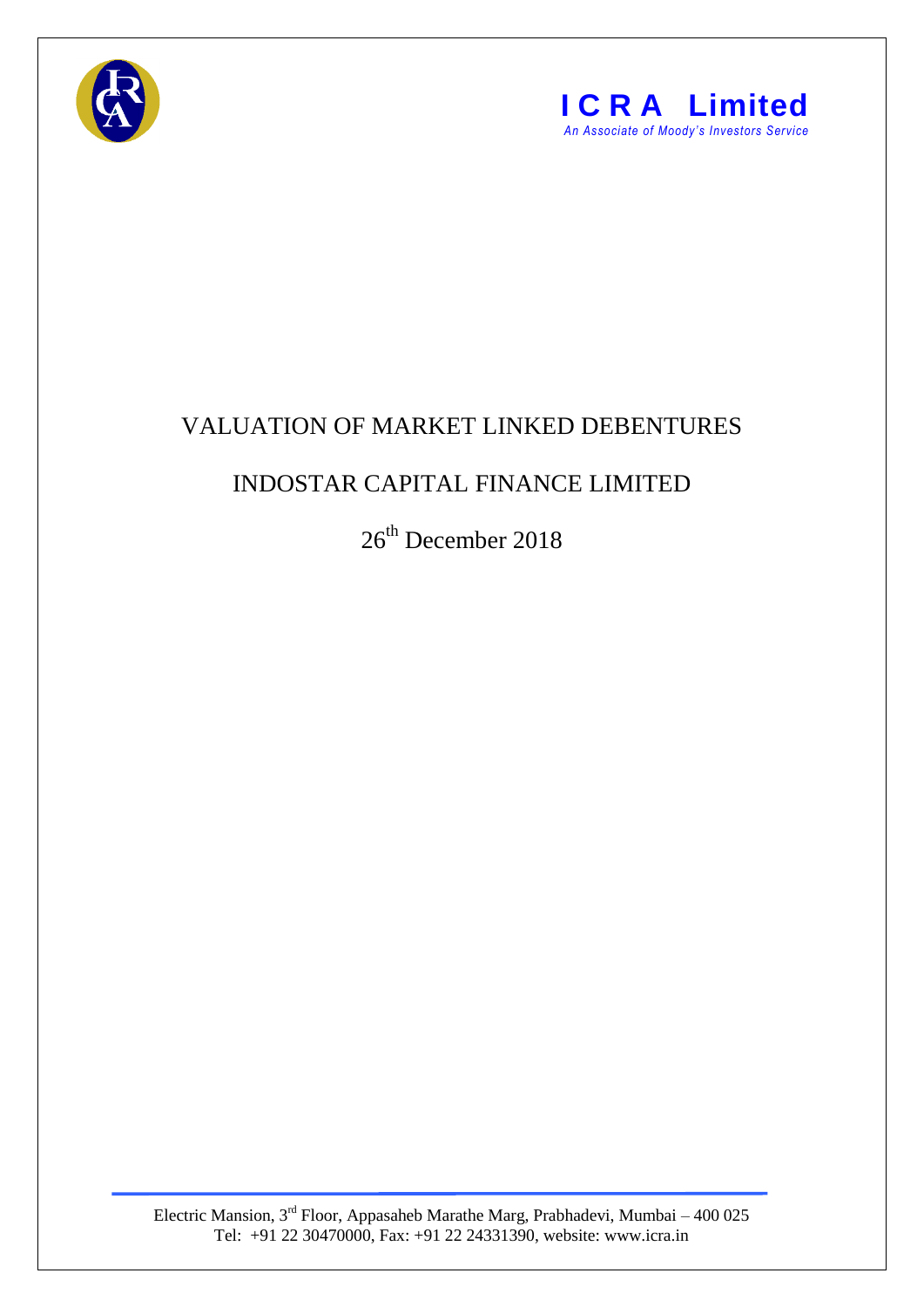**I C R A Limited**
*An Associate of Moody's Investors Service*

# VALUATION OF MARKET LINKED DEBENTURES

## INDOSTAR CAPITAL FINANCE LIMITED

26th December 2018

Electric Mansion, 3rd Floor, Appasaheb Marathe Marg, Prabhadevi, Mumbai – 400 025
Tel: +91 22 30470000, Fax: +91 22 24331390, website: www.icra.in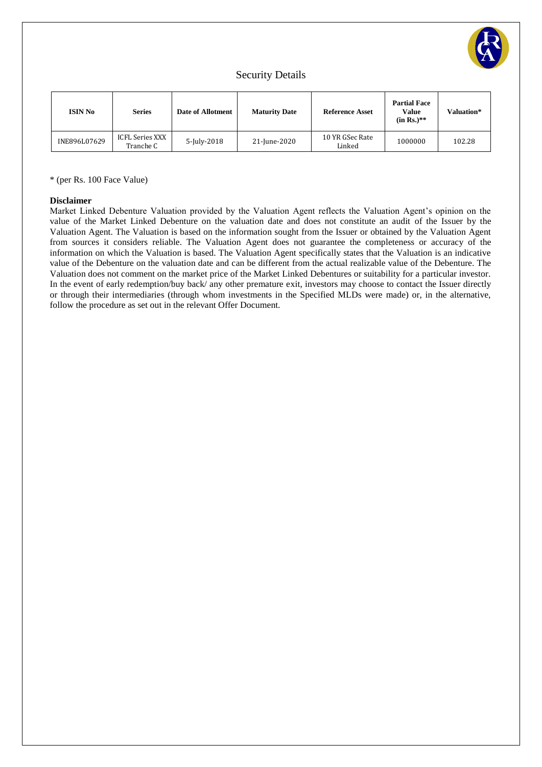# Security Details

| ISIN No | Series | Date of Allotment | Maturity Date | Reference Asset | Partial Face Value (in Rs.)** | Valuation* |
|---|---|---|---|---|---|---|
| INE896L07629 | ICFL Series XXX Tranche C | 5-July-2018 | 21-June-2020 | 10 YR GSec Rate Linked | 1000000 | 102.28 |

* (per Rs. 100 Face Value)

**Disclaimer**

Market Linked Debenture Valuation provided by the Valuation Agent reflects the Valuation Agent's opinion on the value of the Market Linked Debenture on the valuation date and does not constitute an audit of the Issuer by the Valuation Agent. The Valuation is based on the information sought from the Issuer or obtained by the Valuation Agent from sources it considers reliable. The Valuation Agent does not guarantee the completeness or accuracy of the information on which the Valuation is based. The Valuation Agent specifically states that the Valuation is an indicative value of the Debenture on the valuation date and can be different from the actual realizable value of the Debenture. The Valuation does not comment on the market price of the Market Linked Debentures or suitability for a particular investor. In the event of early redemption/buy back/ any other premature exit, investors may choose to contact the Issuer directly or through their intermediaries (through whom investments in the Specified MLDs were made) or, in the alternative, follow the procedure as set out in the relevant Offer Document.